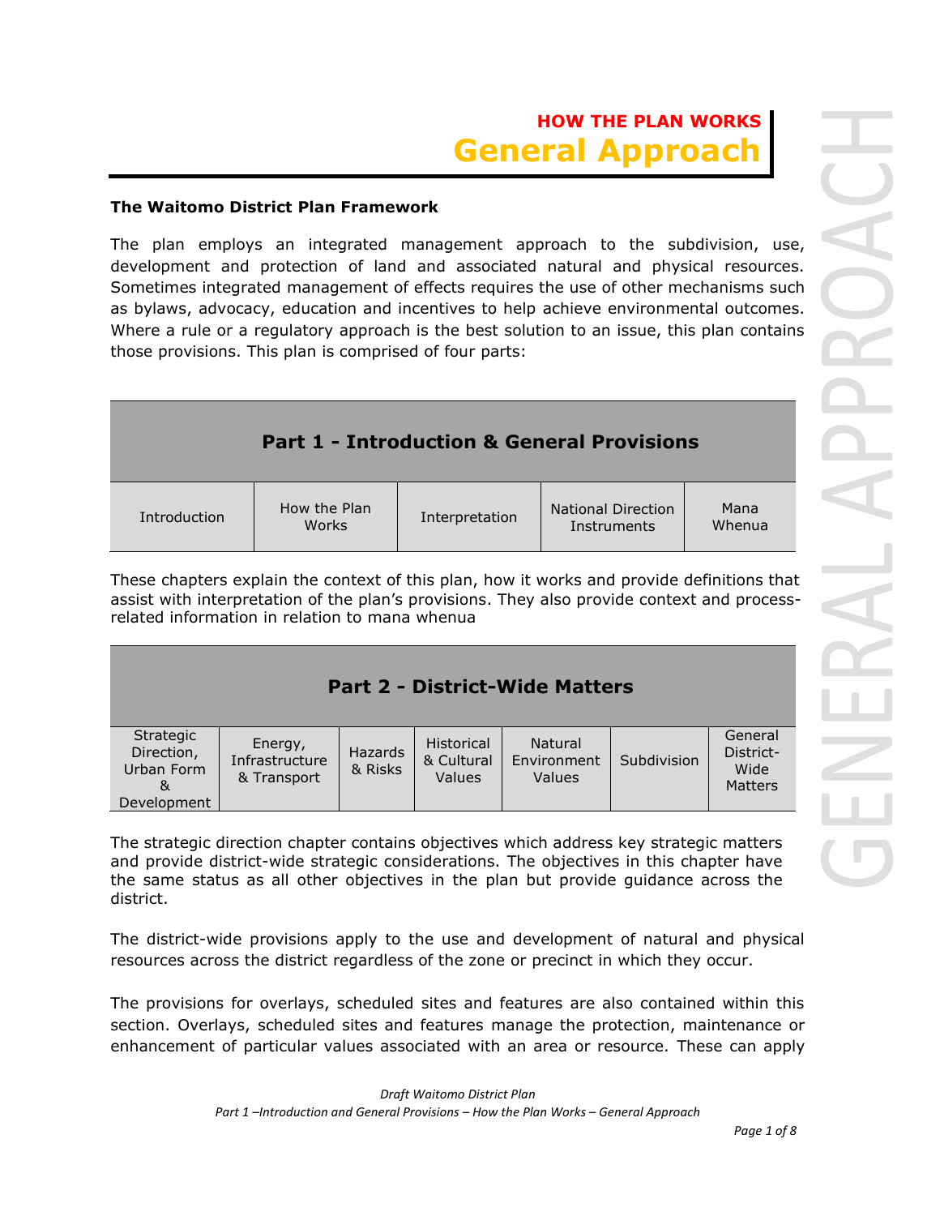# HOW THE PLAN WORKS
# General Approach

**The Waitomo District Plan Framework**

The plan employs an integrated management approach to the subdivision, use, development and protection of land and associated natural and physical resources. Sometimes integrated management of effects requires the use of other mechanisms such as bylaws, advocacy, education and incentives to help achieve environmental outcomes. Where a rule or a regulatory approach is the best solution to an issue, this plan contains those provisions. This plan is comprised of four parts:

| **Part 1 - Introduction & General Provisions** | | | | |
|---|---|---|---|---|
| Introduction | How the Plan Works | Interpretation | National Direction Instruments | Mana Whenua |

These chapters explain the context of this plan, how it works and provide definitions that assist with interpretation of the plan's provisions. They also provide context and process-related information in relation to mana whenua

| **Part 2 - District-Wide Matters** | | | | | | |
|---|---|---|---|---|---|---|
| Strategic Direction, Urban Form & Development | Energy, Infrastructure & Transport | Hazards & Risks | Historical & Cultural Values | Natural Environment Values | Subdivision | General District-Wide Matters |

The strategic direction chapter contains objectives which address key strategic matters and provide district-wide strategic considerations. The objectives in this chapter have the same status as all other objectives in the plan but provide guidance across the district.

The district-wide provisions apply to the use and development of natural and physical resources across the district regardless of the zone or precinct in which they occur.

The provisions for overlays, scheduled sites and features are also contained within this section. Overlays, scheduled sites and features manage the protection, maintenance or enhancement of particular values associated with an area or resource. These can apply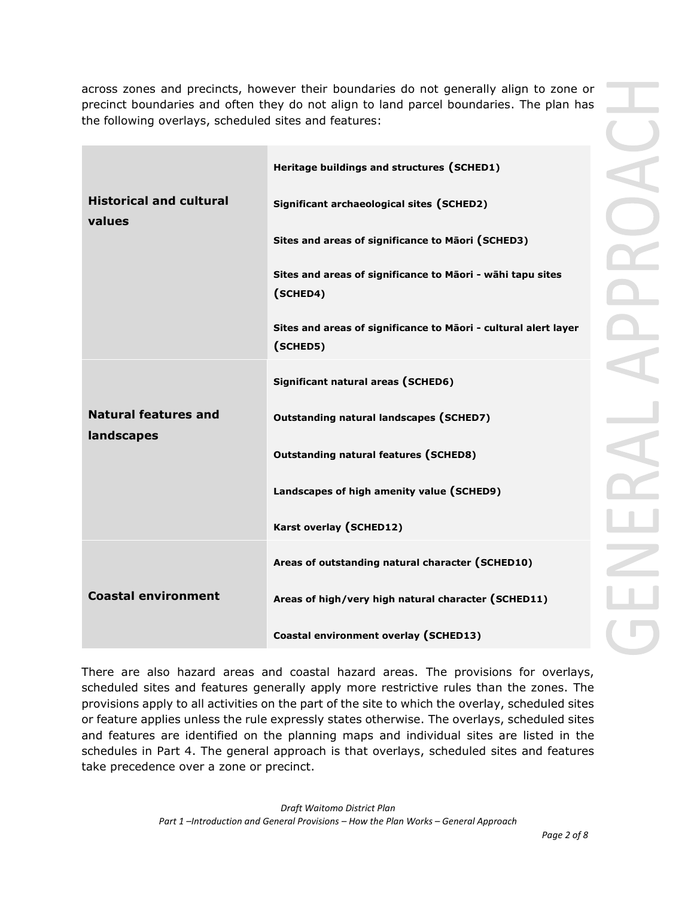across zones and precincts, however their boundaries do not generally align to zone or precinct boundaries and often they do not align to land parcel boundaries. The plan has the following overlays, scheduled sites and features:

| | |
|---|---|
| **Historical and cultural values** | **Heritage buildings and structures (SCHED1)**<br>**Significant archaeological sites (SCHED2)**<br>**Sites and areas of significance to Māori (SCHED3)**<br>**Sites and areas of significance to Māori - wāhi tapu sites (SCHED4)**<br>**Sites and areas of significance to Māori - cultural alert layer (SCHED5)** |
| **Natural features and landscapes** | **Significant natural areas (SCHED6)**<br>**Outstanding natural landscapes (SCHED7)**<br>**Outstanding natural features (SCHED8)**<br>**Landscapes of high amenity value (SCHED9)**<br>**Karst overlay (SCHED12)** |
| **Coastal environment** | **Areas of outstanding natural character (SCHED10)**<br>**Areas of high/very high natural character (SCHED11)**<br>**Coastal environment overlay (SCHED13)** |

There are also hazard areas and coastal hazard areas. The provisions for overlays, scheduled sites and features generally apply more restrictive rules than the zones. The provisions apply to all activities on the part of the site to which the overlay, scheduled sites or feature applies unless the rule expressly states otherwise. The overlays, scheduled sites and features are identified on the planning maps and individual sites are listed in the schedules in Part 4. The general approach is that overlays, scheduled sites and features take precedence over a zone or precinct.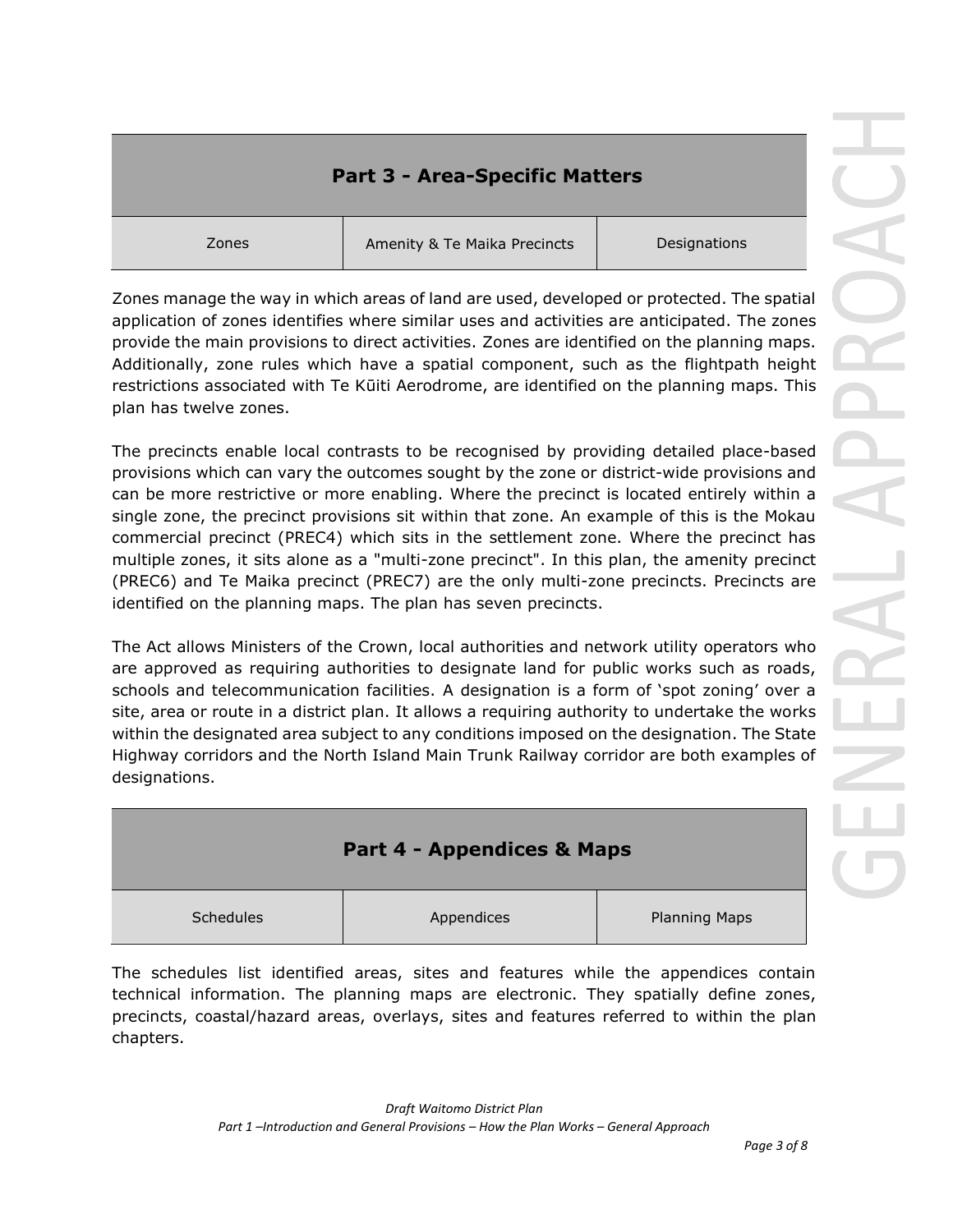| Part 3 - Area-Specific Matters | | |
|---|---|---|
| Zones | Amenity & Te Maika Precincts | Designations |

Zones manage the way in which areas of land are used, developed or protected. The spatial application of zones identifies where similar uses and activities are anticipated. The zones provide the main provisions to direct activities. Zones are identified on the planning maps. Additionally, zone rules which have a spatial component, such as the flightpath height restrictions associated with Te Kūiti Aerodrome, are identified on the planning maps. This plan has twelve zones.

The precincts enable local contrasts to be recognised by providing detailed place-based provisions which can vary the outcomes sought by the zone or district-wide provisions and can be more restrictive or more enabling. Where the precinct is located entirely within a single zone, the precinct provisions sit within that zone. An example of this is the Mokau commercial precinct (PREC4) which sits in the settlement zone. Where the precinct has multiple zones, it sits alone as a "multi-zone precinct". In this plan, the amenity precinct (PREC6) and Te Maika precinct (PREC7) are the only multi-zone precincts. Precincts are identified on the planning maps. The plan has seven precincts.

The Act allows Ministers of the Crown, local authorities and network utility operators who are approved as requiring authorities to designate land for public works such as roads, schools and telecommunication facilities. A designation is a form of 'spot zoning' over a site, area or route in a district plan. It allows a requiring authority to undertake the works within the designated area subject to any conditions imposed on the designation. The State Highway corridors and the North Island Main Trunk Railway corridor are both examples of designations.

| Part 4 - Appendices & Maps | | |
|---|---|---|
| Schedules | Appendices | Planning Maps |

The schedules list identified areas, sites and features while the appendices contain technical information. The planning maps are electronic. They spatially define zones, precincts, coastal/hazard areas, overlays, sites and features referred to within the plan chapters.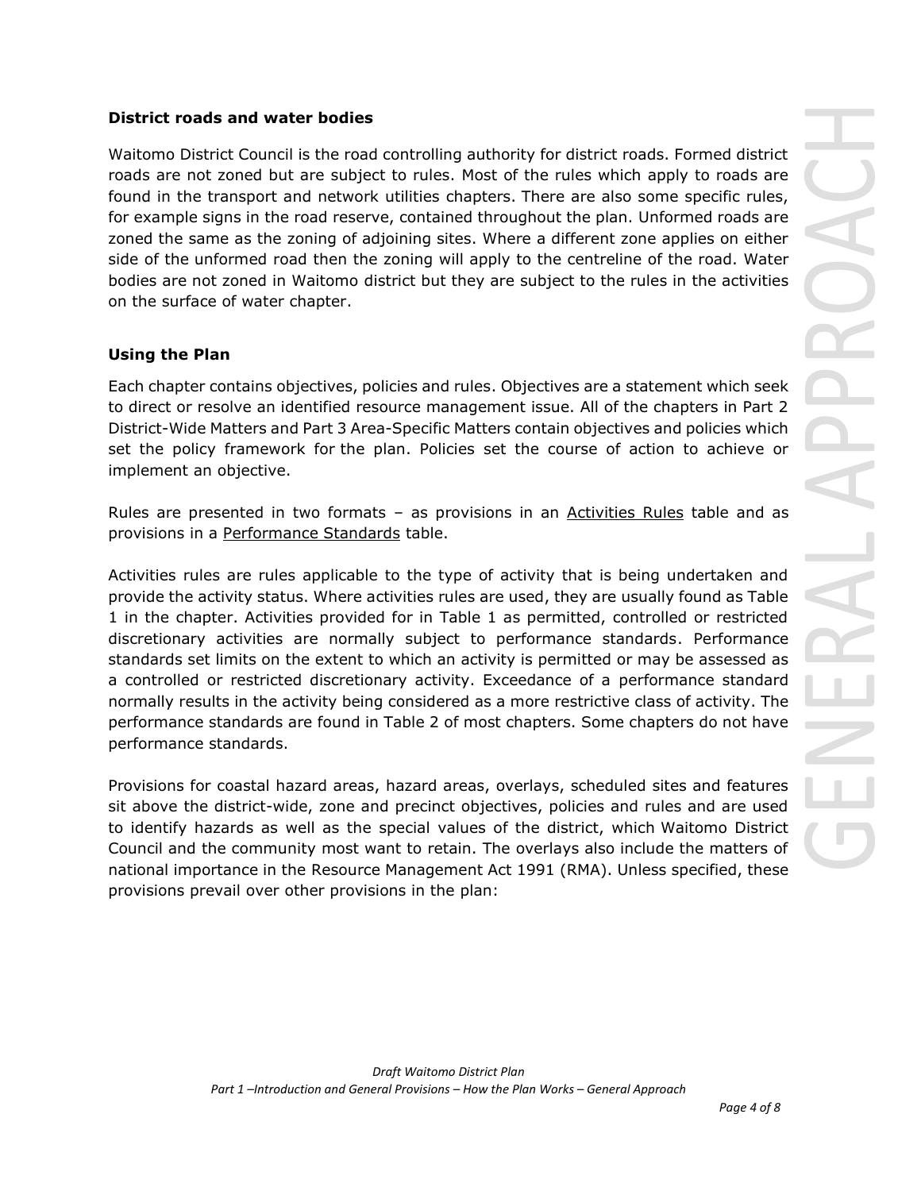### District roads and water bodies

Waitomo District Council is the road controlling authority for district roads. Formed district roads are not zoned but are subject to rules. Most of the rules which apply to roads are found in the transport and network utilities chapters. There are also some specific rules, for example signs in the road reserve, contained throughout the plan. Unformed roads are zoned the same as the zoning of adjoining sites. Where a different zone applies on either side of the unformed road then the zoning will apply to the centreline of the road. Water bodies are not zoned in Waitomo district but they are subject to the rules in the activities on the surface of water chapter.

### Using the Plan

Each chapter contains objectives, policies and rules. Objectives are a statement which seek to direct or resolve an identified resource management issue. All of the chapters in Part 2 District-Wide Matters and Part 3 Area-Specific Matters contain objectives and policies which set the policy framework for the plan. Policies set the course of action to achieve or implement an objective.

Rules are presented in two formats – as provisions in an Activities Rules table and as provisions in a Performance Standards table.

Activities rules are rules applicable to the type of activity that is being undertaken and provide the activity status. Where activities rules are used, they are usually found as Table 1 in the chapter. Activities provided for in Table 1 as permitted, controlled or restricted discretionary activities are normally subject to performance standards. Performance standards set limits on the extent to which an activity is permitted or may be assessed as a controlled or restricted discretionary activity. Exceedance of a performance standard normally results in the activity being considered as a more restrictive class of activity. The performance standards are found in Table 2 of most chapters. Some chapters do not have performance standards.

Provisions for coastal hazard areas, hazard areas, overlays, scheduled sites and features sit above the district-wide, zone and precinct objectives, policies and rules and are used to identify hazards as well as the special values of the district, which Waitomo District Council and the community most want to retain. The overlays also include the matters of national importance in the Resource Management Act 1991 (RMA). Unless specified, these provisions prevail over other provisions in the plan: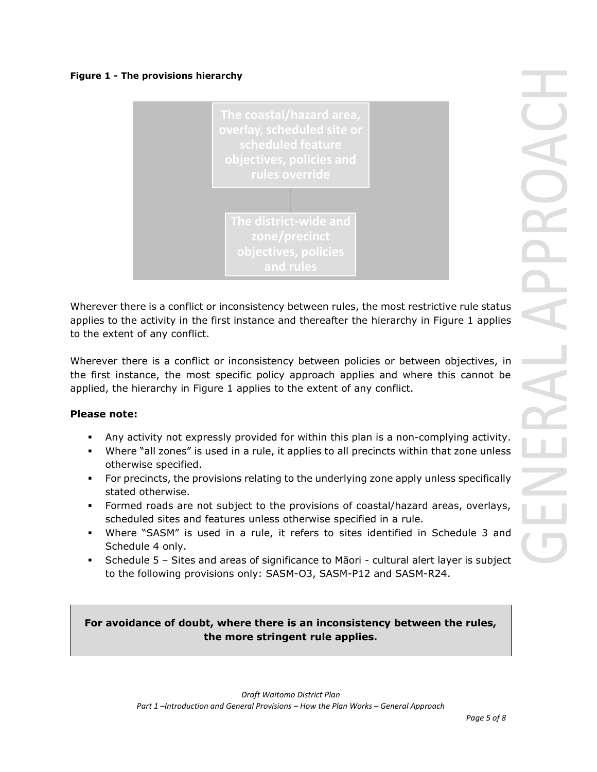**Figure 1 - The provisions hierarchy**

The coastal/hazard area, overlay, scheduled site or scheduled feature objectives, policies and rules override

The district-wide and zone/precinct objectives, policies and rules

Wherever there is a conflict or inconsistency between rules, the most restrictive rule status applies to the activity in the first instance and thereafter the hierarchy in Figure 1 applies to the extent of any conflict.

Wherever there is a conflict or inconsistency between policies or between objectives, in the first instance, the most specific policy approach applies and where this cannot be applied, the hierarchy in Figure 1 applies to the extent of any conflict.

**Please note:**

- Any activity not expressly provided for within this plan is a non-complying activity.
- Where "all zones" is used in a rule, it applies to all precincts within that zone unless otherwise specified.
- For precincts, the provisions relating to the underlying zone apply unless specifically stated otherwise.
- Formed roads are not subject to the provisions of coastal/hazard areas, overlays, scheduled sites and features unless otherwise specified in a rule.
- Where "SASM" is used in a rule, it refers to sites identified in Schedule 3 and Schedule 4 only.
- Schedule 5 – Sites and areas of significance to Māori - cultural alert layer is subject to the following provisions only: SASM-O3, SASM-P12 and SASM-R24.

**For avoidance of doubt, where there is an inconsistency between the rules, the more stringent rule applies.**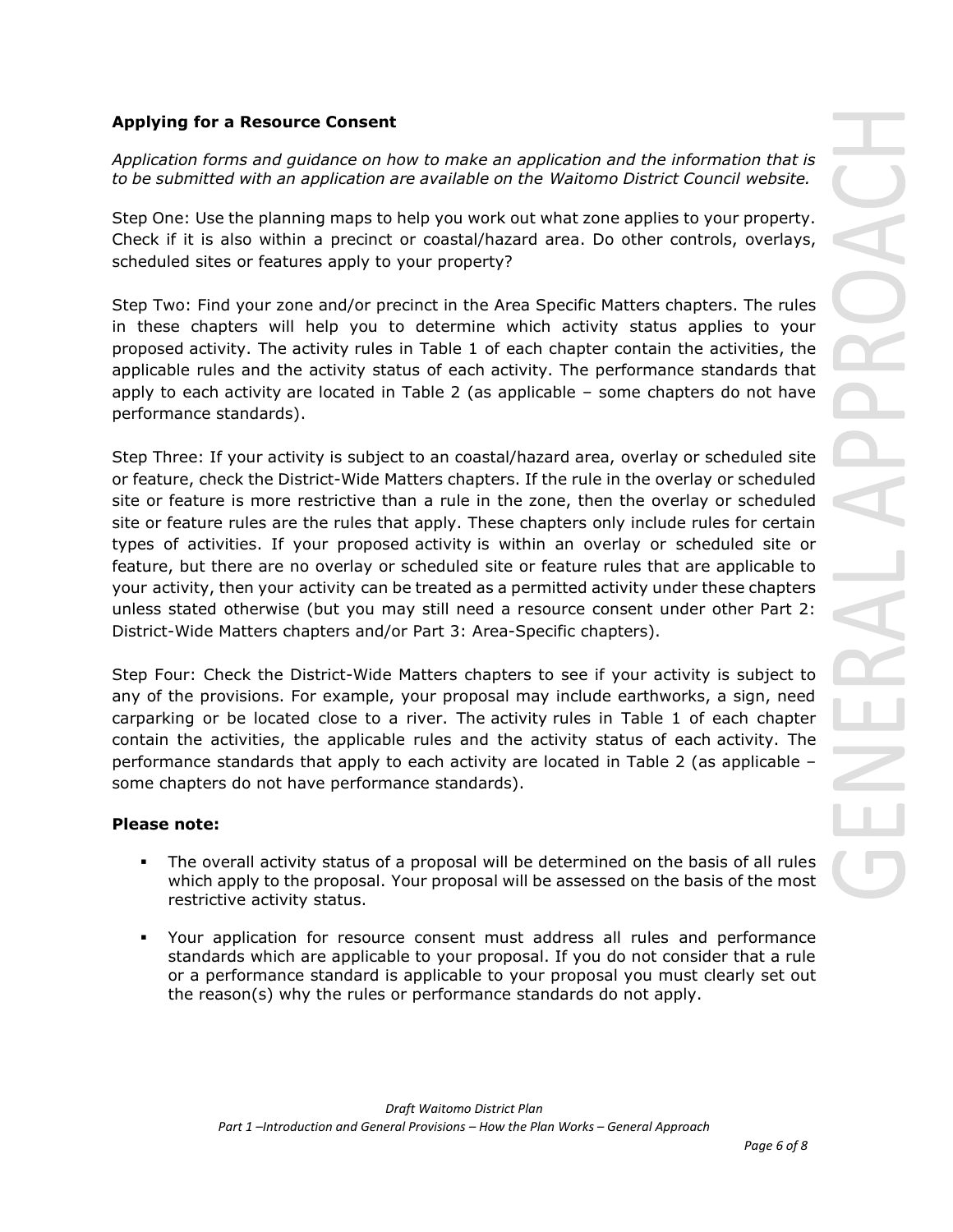**Applying for a Resource Consent**

*Application forms and guidance on how to make an application and the information that is to be submitted with an application are available on the Waitomo District Council website.*

Step One: Use the planning maps to help you work out what zone applies to your property. Check if it is also within a precinct or coastal/hazard area. Do other controls, overlays, scheduled sites or features apply to your property?

Step Two: Find your zone and/or precinct in the Area Specific Matters chapters. The rules in these chapters will help you to determine which activity status applies to your proposed activity. The activity rules in Table 1 of each chapter contain the activities, the applicable rules and the activity status of each activity. The performance standards that apply to each activity are located in Table 2 (as applicable – some chapters do not have performance standards).

Step Three: If your activity is subject to an coastal/hazard area, overlay or scheduled site or feature, check the District-Wide Matters chapters. If the rule in the overlay or scheduled site or feature is more restrictive than a rule in the zone, then the overlay or scheduled site or feature rules are the rules that apply. These chapters only include rules for certain types of activities. If your proposed activity is within an overlay or scheduled site or feature, but there are no overlay or scheduled site or feature rules that are applicable to your activity, then your activity can be treated as a permitted activity under these chapters unless stated otherwise (but you may still need a resource consent under other Part 2: District-Wide Matters chapters and/or Part 3: Area-Specific chapters).

Step Four: Check the District-Wide Matters chapters to see if your activity is subject to any of the provisions. For example, your proposal may include earthworks, a sign, need carparking or be located close to a river. The activity rules in Table 1 of each chapter contain the activities, the applicable rules and the activity status of each activity. The performance standards that apply to each activity are located in Table 2 (as applicable – some chapters do not have performance standards).

**Please note:**

- The overall activity status of a proposal will be determined on the basis of all rules which apply to the proposal. Your proposal will be assessed on the basis of the most restrictive activity status.
- Your application for resource consent must address all rules and performance standards which are applicable to your proposal. If you do not consider that a rule or a performance standard is applicable to your proposal you must clearly set out the reason(s) why the rules or performance standards do not apply.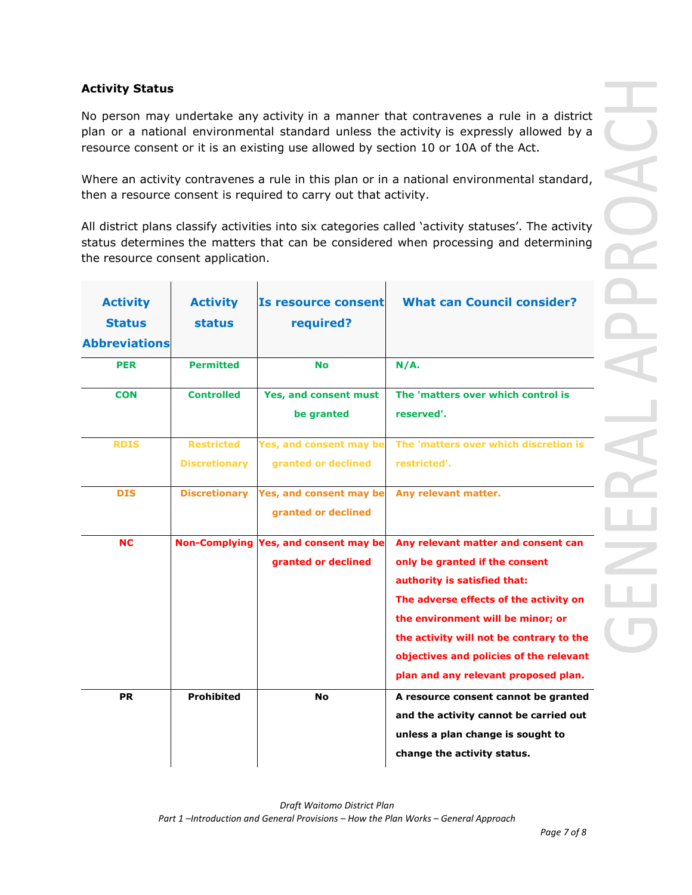**Activity Status**

No person may undertake any activity in a manner that contravenes a rule in a district plan or a national environmental standard unless the activity is expressly allowed by a resource consent or it is an existing use allowed by section 10 or 10A of the Act.

Where an activity contravenes a rule in this plan or in a national environmental standard, then a resource consent is required to carry out that activity.

All district plans classify activities into six categories called 'activity statuses'. The activity status determines the matters that can be considered when processing and determining the resource consent application.

| Activity Status Abbreviations | Activity status | Is resource consent required? | What can Council consider? |
|---|---|---|---|
| PER | Permitted | No | N/A. |
| CON | Controlled | Yes, and consent must be granted | The 'matters over which control is reserved'. |
| RDIS | Restricted Discretionary | Yes, and consent may be granted or declined | The 'matters over which discretion is restricted'. |
| DIS | Discretionary | Yes, and consent may be granted or declined | Any relevant matter. |
| NC | Non-Complying | Yes, and consent may be granted or declined | Any relevant matter and consent can only be granted if the consent authority is satisfied that: The adverse effects of the activity on the environment will be minor; or the activity will not be contrary to the objectives and policies of the relevant plan and any relevant proposed plan. |
| PR | Prohibited | No | A resource consent cannot be granted and the activity cannot be carried out unless a plan change is sought to change the activity status. |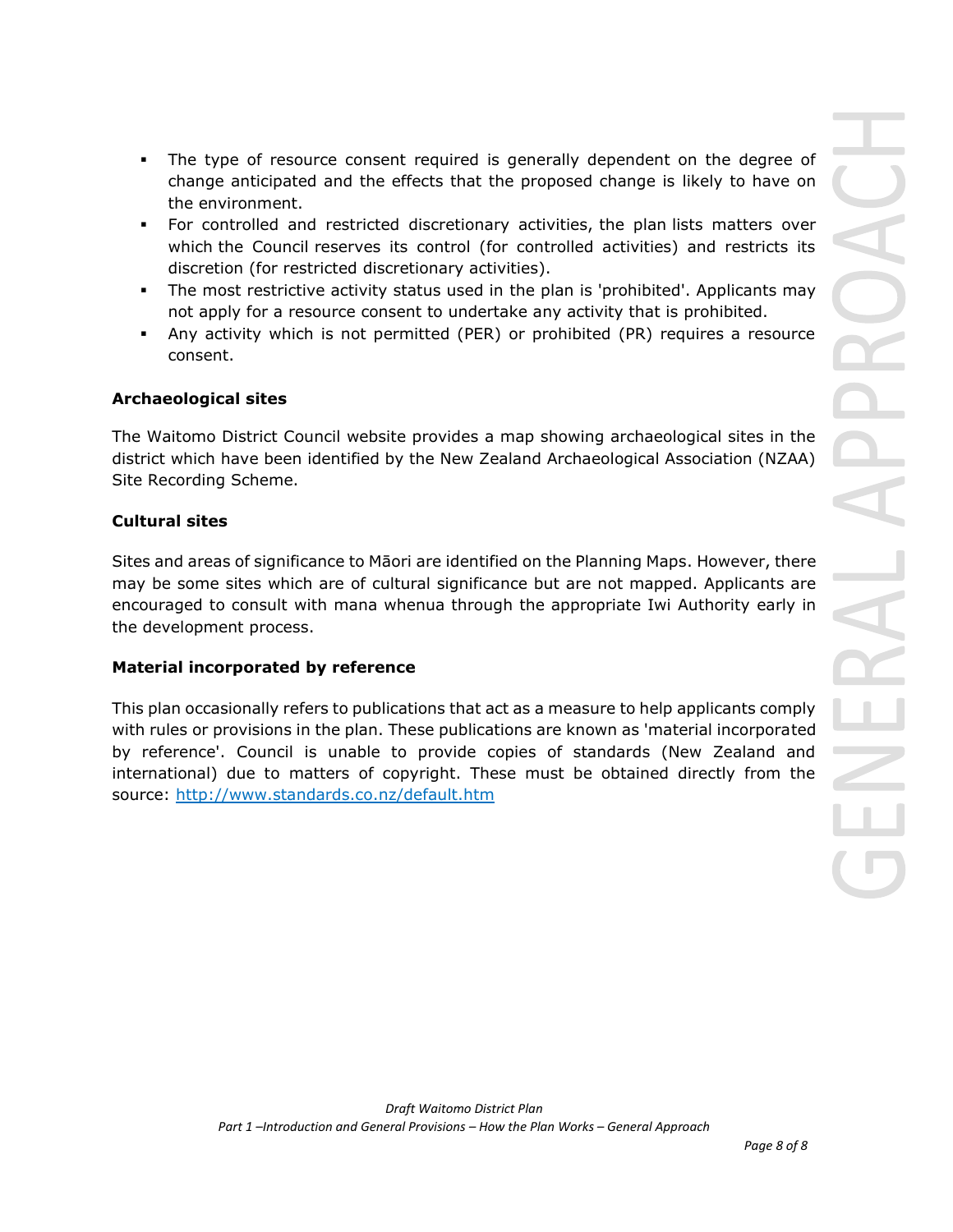- The type of resource consent required is generally dependent on the degree of change anticipated and the effects that the proposed change is likely to have on the environment.
- For controlled and restricted discretionary activities, the plan lists matters over which the Council reserves its control (for controlled activities) and restricts its discretion (for restricted discretionary activities).
- The most restrictive activity status used in the plan is 'prohibited'. Applicants may not apply for a resource consent to undertake any activity that is prohibited.
- Any activity which is not permitted (PER) or prohibited (PR) requires a resource consent.

**Archaeological sites**

The Waitomo District Council website provides a map showing archaeological sites in the district which have been identified by the New Zealand Archaeological Association (NZAA) Site Recording Scheme.

**Cultural sites**

Sites and areas of significance to Māori are identified on the Planning Maps. However, there may be some sites which are of cultural significance but are not mapped. Applicants are encouraged to consult with mana whenua through the appropriate Iwi Authority early in the development process.

**Material incorporated by reference**

This plan occasionally refers to publications that act as a measure to help applicants comply with rules or provisions in the plan. These publications are known as 'material incorporated by reference'. Council is unable to provide copies of standards (New Zealand and international) due to matters of copyright. These must be obtained directly from the source: http://www.standards.co.nz/default.htm